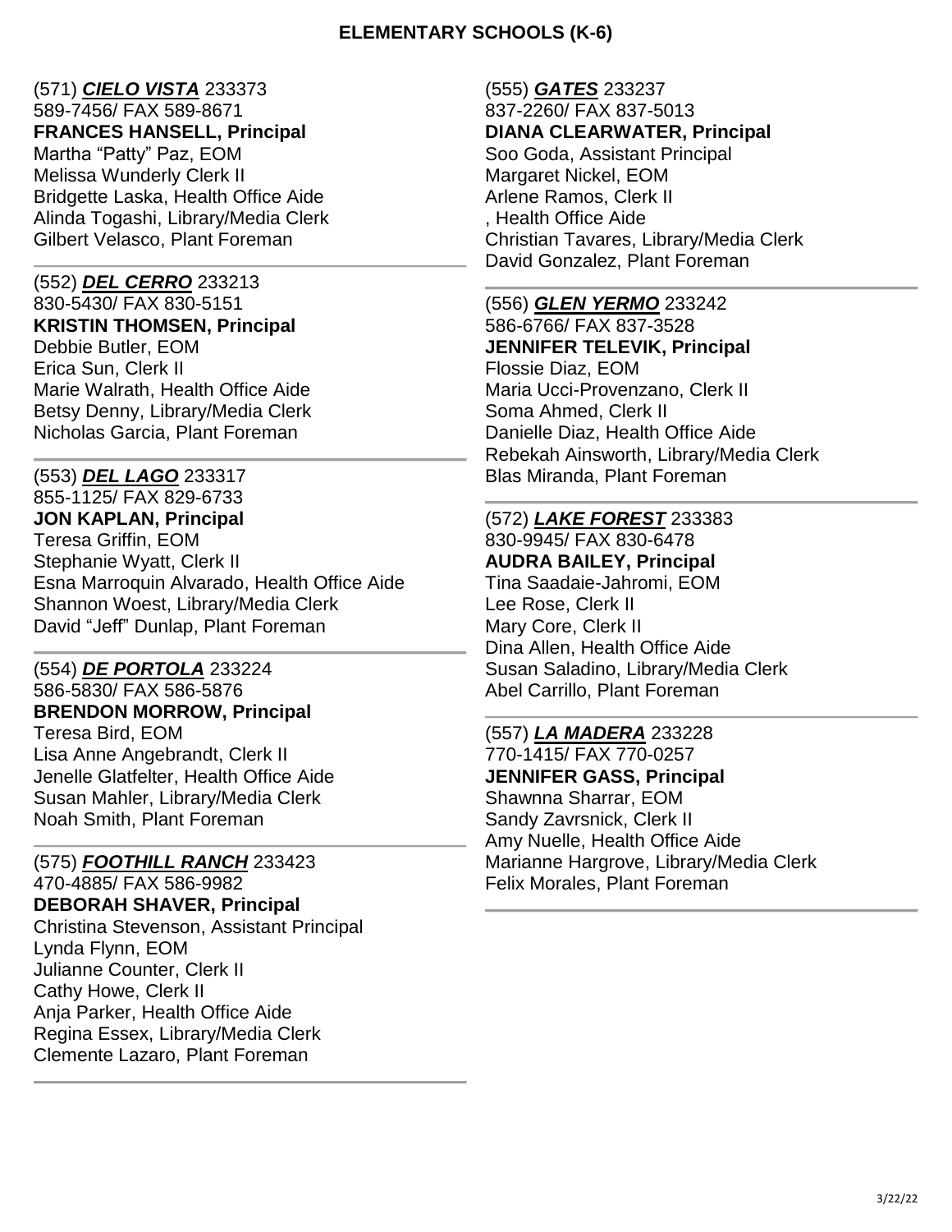# ELEMENTARY SCHOOLS (K-6)

(571) ***CIELO VISTA*** 233373
589-7456/ FAX 589-8671
**FRANCES HANSELL, Principal**
Martha “Patty” Paz, EOM
Melissa Wunderly Clerk II
Bridgette Laska, Health Office Aide
Alinda Togashi, Library/Media Clerk
Gilbert Velasco, Plant Foreman

---

(552) ***DEL CERRO*** 233213
830-5430/ FAX 830-5151
**KRISTIN THOMSEN, Principal**
Debbie Butler, EOM
Erica Sun, Clerk II
Marie Walrath, Health Office Aide
Betsy Denny, Library/Media Clerk
Nicholas Garcia, Plant Foreman

---

(553) ***DEL LAGO*** 233317
855-1125/ FAX 829-6733
**JON KAPLAN, Principal**
Teresa Griffin, EOM
Stephanie Wyatt, Clerk II
Esna Marroquin Alvarado, Health Office Aide
Shannon Woest, Library/Media Clerk
David “Jeff” Dunlap, Plant Foreman

---

(554) ***DE PORTOLA*** 233224
586-5830/ FAX 586-5876
**BRENDON MORROW, Principal**
Teresa Bird, EOM
Lisa Anne Angebrandt, Clerk II
Jenelle Glatfelter, Health Office Aide
Susan Mahler, Library/Media Clerk
Noah Smith, Plant Foreman

---

(575) ***FOOTHILL RANCH*** 233423
470-4885/ FAX 586-9982
**DEBORAH SHAVER, Principal**
Christina Stevenson, Assistant Principal
Lynda Flynn, EOM
Julianne Counter, Clerk II
Cathy Howe, Clerk II
Anja Parker, Health Office Aide
Regina Essex, Library/Media Clerk
Clemente Lazaro, Plant Foreman

---

(555) ***GATES*** 233237
837-2260/ FAX 837-5013
**DIANA CLEARWATER, Principal**
Soo Goda, Assistant Principal
Margaret Nickel, EOM
Arlene Ramos, Clerk II
, Health Office Aide
Christian Tavares, Library/Media Clerk
David Gonzalez, Plant Foreman

---

(556) ***GLEN YERMO*** 233242
586-6766/ FAX 837-3528
**JENNIFER TELEVIK, Principal**
Flossie Diaz, EOM
Maria Ucci-Provenzano, Clerk II
Soma Ahmed, Clerk II
Danielle Diaz, Health Office Aide
Rebekah Ainsworth, Library/Media Clerk
Blas Miranda, Plant Foreman

---

(572) ***LAKE FOREST*** 233383
830-9945/ FAX 830-6478
**AUDRA BAILEY, Principal**
Tina Saadaie-Jahromi, EOM
Lee Rose, Clerk II
Mary Core, Clerk II
Dina Allen, Health Office Aide
Susan Saladino, Library/Media Clerk
Abel Carrillo, Plant Foreman

---

(557) ***LA MADERA*** 233228
770-1415/ FAX 770-0257
**JENNIFER GASS, Principal**
Shawnna Sharrar, EOM
Sandy Zavrsnick, Clerk II
Amy Nuelle, Health Office Aide
Marianne Hargrove, Library/Media Clerk
Felix Morales, Plant Foreman

---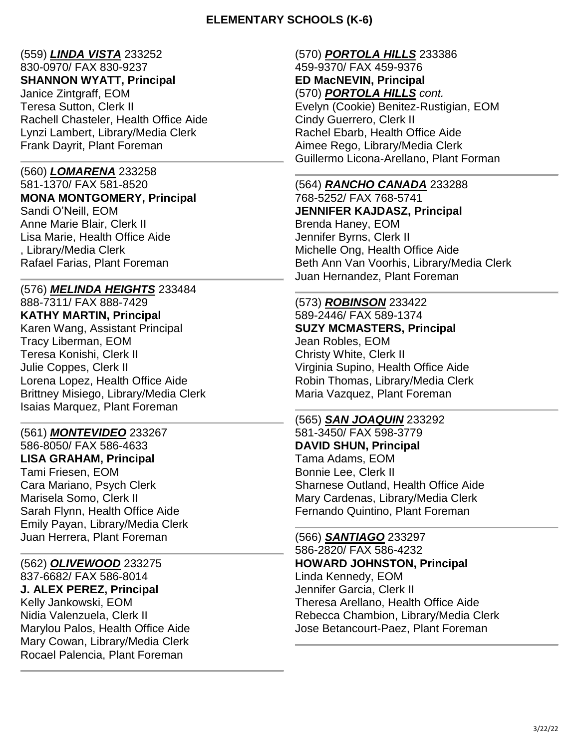# ELEMENTARY SCHOOLS (K-6)

(559) ***LINDA VISTA*** 233252
830-0970/ FAX 830-9237
**SHANNON WYATT, Principal**
Janice Zintgraff, EOM
Teresa Sutton, Clerk II
Rachell Chasteler, Health Office Aide
Lynzi Lambert, Library/Media Clerk
Frank Dayrit, Plant Foreman

---

(560) ***LOMARENA*** 233258
581-1370/ FAX 581-8520
**MONA MONTGOMERY, Principal**
Sandi O'Neill, EOM
Anne Marie Blair, Clerk II
Lisa Marie, Health Office Aide
, Library/Media Clerk
Rafael Farias, Plant Foreman

---

(576) ***MELINDA HEIGHTS*** 233484
888-7311/ FAX 888-7429
**KATHY MARTIN, Principal**
Karen Wang, Assistant Principal
Tracy Liberman, EOM
Teresa Konishi, Clerk II
Julie Coppes, Clerk II
Lorena Lopez, Health Office Aide
Brittney Misiego, Library/Media Clerk
Isaias Marquez, Plant Foreman

---

(561) ***MONTEVIDEO*** 233267
586-8050/ FAX 586-4633
**LISA GRAHAM, Principal**
Tami Friesen, EOM
Cara Mariano, Psych Clerk
Marisela Somo, Clerk II
Sarah Flynn, Health Office Aide
Emily Payan, Library/Media Clerk
Juan Herrera, Plant Foreman

---

(562) ***OLIVEWOOD*** 233275
837-6682/ FAX 586-8014
**J. ALEX PEREZ, Principal**
Kelly Jankowski, EOM
Nidia Valenzuela, Clerk II
Marylou Palos, Health Office Aide
Mary Cowan, Library/Media Clerk
Rocael Palencia, Plant Foreman

---

(570) ***PORTOLA HILLS*** 233386
459-9370/ FAX 459-9376
**ED MacNEVIN, Principal**
(570) ***PORTOLA HILLS*** *cont.*
Evelyn (Cookie) Benitez-Rustigian, EOM
Cindy Guerrero, Clerk II
Rachel Ebarb, Health Office Aide
Aimee Rego, Library/Media Clerk
Guillermo Licona-Arellano, Plant Forman

---

(564) ***RANCHO CANADA*** 233288
768-5252/ FAX 768-5741
**JENNIFER KAJDASZ, Principal**
Brenda Haney, EOM
Jennifer Byrns, Clerk II
Michelle Ong, Health Office Aide
Beth Ann Van Voorhis, Library/Media Clerk
Juan Hernandez, Plant Foreman

---

(573) ***ROBINSON*** 233422
589-2446/ FAX 589-1374
**SUZY MCMASTERS, Principal**
Jean Robles, EOM
Christy White, Clerk II
Virginia Supino, Health Office Aide
Robin Thomas, Library/Media Clerk
Maria Vazquez, Plant Foreman

---

(565) ***SAN JOAQUIN*** 233292
581-3450/ FAX 598-3779
**DAVID SHUN, Principal**
Tama Adams, EOM
Bonnie Lee, Clerk II
Sharnese Outland, Health Office Aide
Mary Cardenas, Library/Media Clerk
Fernando Quintino, Plant Foreman

---

(566) ***SANTIAGO*** 233297
586-2820/ FAX 586-4232
**HOWARD JOHNSTON, Principal**
Linda Kennedy, EOM
Jennifer Garcia, Clerk II
Theresa Arellano, Health Office Aide
Rebecca Chambion, Library/Media Clerk
Jose Betancourt-Paez, Plant Foreman

---

3/22/22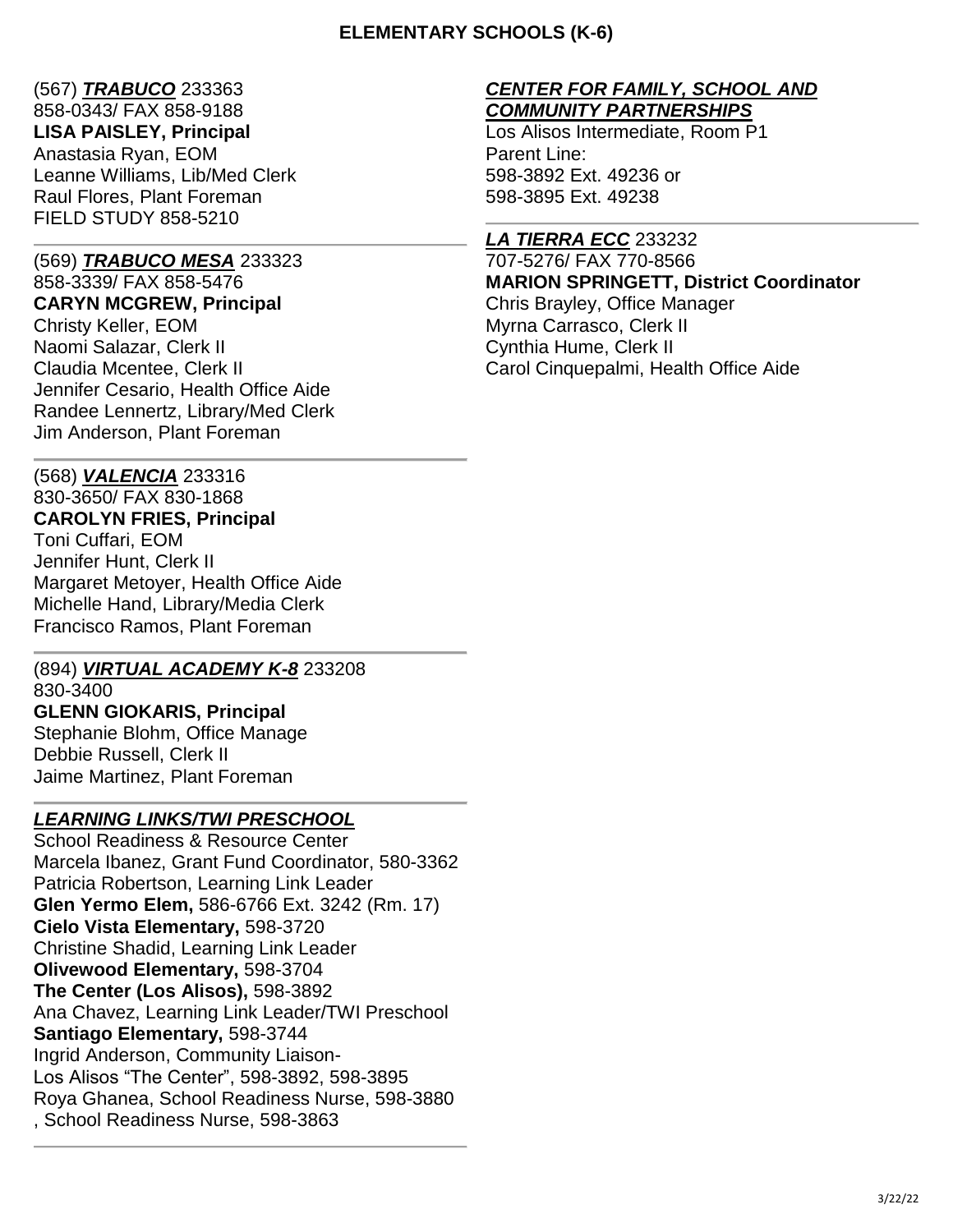## ELEMENTARY SCHOOLS (K-6)

(567) ***TRABUCO*** 233363
858-0343/ FAX 858-9188
**LISA PAISLEY, Principal**
Anastasia Ryan, EOM
Leanne Williams, Lib/Med Clerk
Raul Flores, Plant Foreman
FIELD STUDY 858-5210

---

(569) ***TRABUCO MESA*** 233323
858-3339/ FAX 858-5476
**CARYN MCGREW, Principal**
Christy Keller, EOM
Naomi Salazar, Clerk II
Claudia Mcentee, Clerk II
Jennifer Cesario, Health Office Aide
Randee Lennertz, Library/Med Clerk
Jim Anderson, Plant Foreman

---

(568) ***VALENCIA*** 233316
830-3650/ FAX 830-1868
**CAROLYN FRIES, Principal**
Toni Cuffari, EOM
Jennifer Hunt, Clerk II
Margaret Metoyer, Health Office Aide
Michelle Hand, Library/Media Clerk
Francisco Ramos, Plant Foreman

---

(894) ***VIRTUAL ACADEMY K-8*** 233208
830-3400
**GLENN GIOKARIS, Principal**
Stephanie Blohm, Office Manage
Debbie Russell, Clerk II
Jaime Martinez, Plant Foreman

---

***LEARNING LINKS/TWI PRESCHOOL***
School Readiness & Resource Center
Marcela Ibanez, Grant Fund Coordinator, 580-3362
Patricia Robertson, Learning Link Leader
**Glen Yermo Elem,** 586-6766 Ext. 3242 (Rm. 17)
**Cielo Vista Elementary,** 598-3720
Christine Shadid, Learning Link Leader
**Olivewood Elementary,** 598-3704
**The Center (Los Alisos),** 598-3892
Ana Chavez, Learning Link Leader/TWI Preschool
**Santiago Elementary,** 598-3744
Ingrid Anderson, Community Liaison-
Los Alisos "The Center", 598-3892, 598-3895
Roya Ghanea, School Readiness Nurse, 598-3880
, School Readiness Nurse, 598-3863

---

***CENTER FOR FAMILY, SCHOOL AND COMMUNITY PARTNERSHIPS***
Los Alisos Intermediate, Room P1
Parent Line:
598-3892 Ext. 49236 or
598-3895 Ext. 49238

---

***LA TIERRA ECC*** 233232
707-5276/ FAX 770-8566
**MARION SPRINGETT, District Coordinator**
Chris Brayley, Office Manager
Myrna Carrasco, Clerk II
Cynthia Hume, Clerk II
Carol Cinquepalmi, Health Office Aide